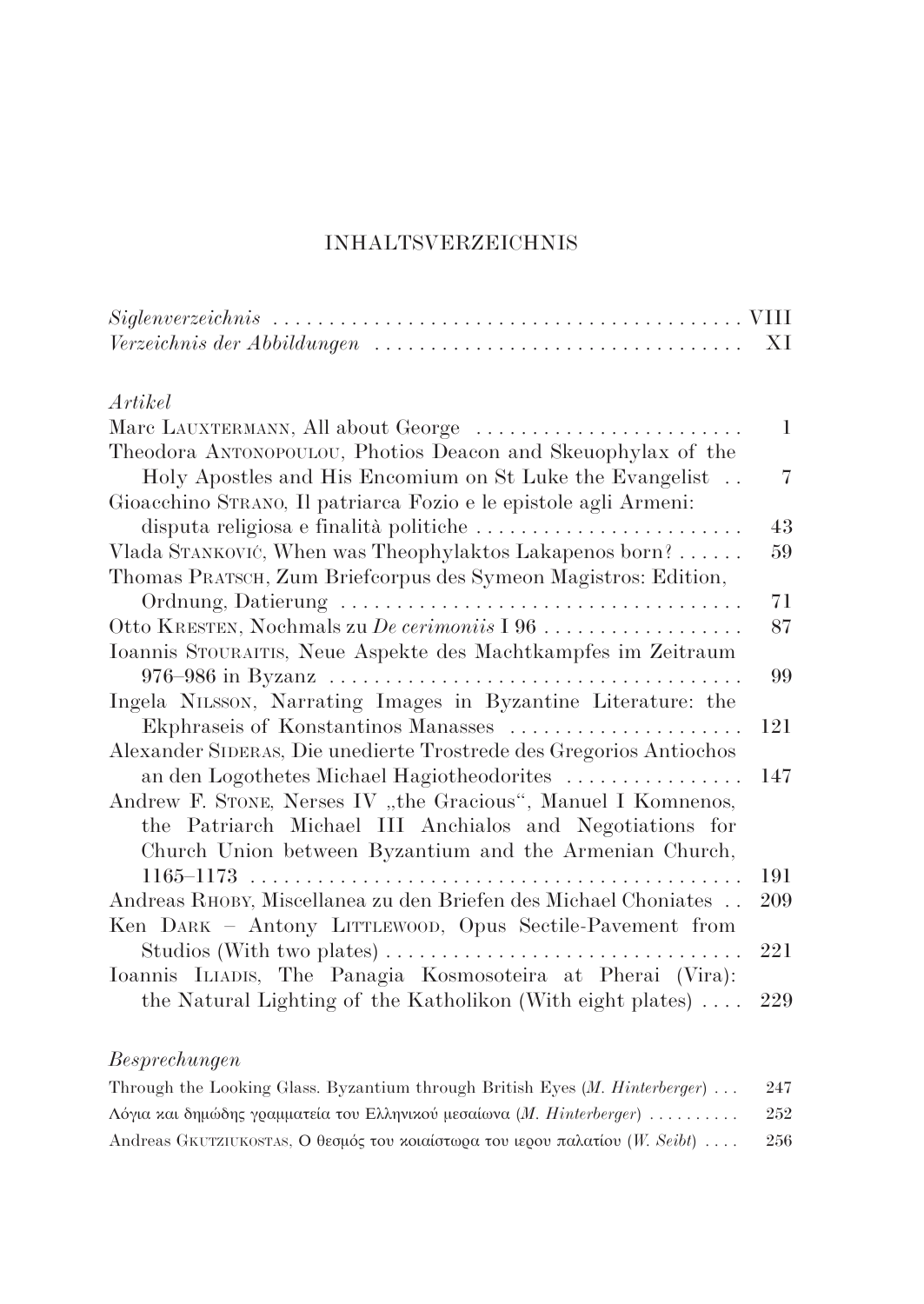# INHALTSVERZEICHNIS

*Siglenverzeichnis* . . . . . . . . . . . . . . . . . . . . . . . . . . . . . . . . . . . . . . . . . . VIII
*Verzeichnis der Abbildungen* . . . . . . . . . . . . . . . . . . . . . . . . . . . . . . . . XI

*Artikel*

Marc Lauxtermann, All about George . . . . . . . . . . . . . . . . . . . . . . . . 1
Theodora Antonopoulou, Photios Deacon and Skeuophylax of the Holy Apostles and His Encomium on St Luke the Evangelist . . 7
Gioacchino Strano, Il patriarca Fozio e le epistole agli Armeni: disputa religiosa e finalità politiche . . . . . . . . . . . . . . . . . . . . . . . . 43
Vlada Stanković, When was Theophylaktos Lakapenos born? . . . . . . 59
Thomas Pratsch, Zum Briefcorpus des Symeon Magistros: Edition, Ordnung, Datierung . . . . . . . . . . . . . . . . . . . . . . . . . . . . . . . . . . . . 71
Otto Kresten, Nochmals zu *De cerimoniis* I 96 . . . . . . . . . . . . . . . . . . 87
Ioannis Stouraitis, Neue Aspekte des Machtkampfes im Zeitraum 976–986 in Byzanz . . . . . . . . . . . . . . . . . . . . . . . . . . . . . . . . . . . . . 99
Ingela Nilsson, Narrating Images in Byzantine Literature: the Ekphraseis of Konstantinos Manasses . . . . . . . . . . . . . . . . . . . . . 121
Alexander Sideras, Die unedierte Trostrede des Gregorios Antiochos an den Logotheten Michael Hagiotheodorites . . . . . . . . . . . . . . . . 147
Andrew F. Stone, Nerses IV „the Gracious“, Manuel I Komnenos, the Patriarch Michael III Anchialos and Negotiations for Church Union between Byzantium and the Armenian Church, 1165–1173 . . . . . . . . . . . . . . . . . . . . . . . . . . . . . . . . . . . . . . . . . . . 191
Andreas Rhoby, Miscellanea zu den Briefen des Michael Choniates . . 209
Ken Dark – Antony Littlewood, Opus Sectile-Pavement from Studios (With two plates) . . . . . . . . . . . . . . . . . . . . . . . . . . . . . . . . 221
Ioannis Iliadis, The Panagia Kosmosoteira at Pherai (Vira): the Natural Lighting of the Katholikon (With eight plates) . . . . 229

*Besprechungen*

Through the Looking Glass. Byzantium through British Eyes (*M. Hinterberger*) . . . 247
Λόγια και δημώδης γραμματεία του Ελληνικού μεσαίωνα (*M. Hinterberger*) . . . . . . . . . . 252
Andreas Gkutziukostas, Ο θεσμός του κοιαίστωρα του ιερου παλατίου (*W. Seibt*) . . . . 256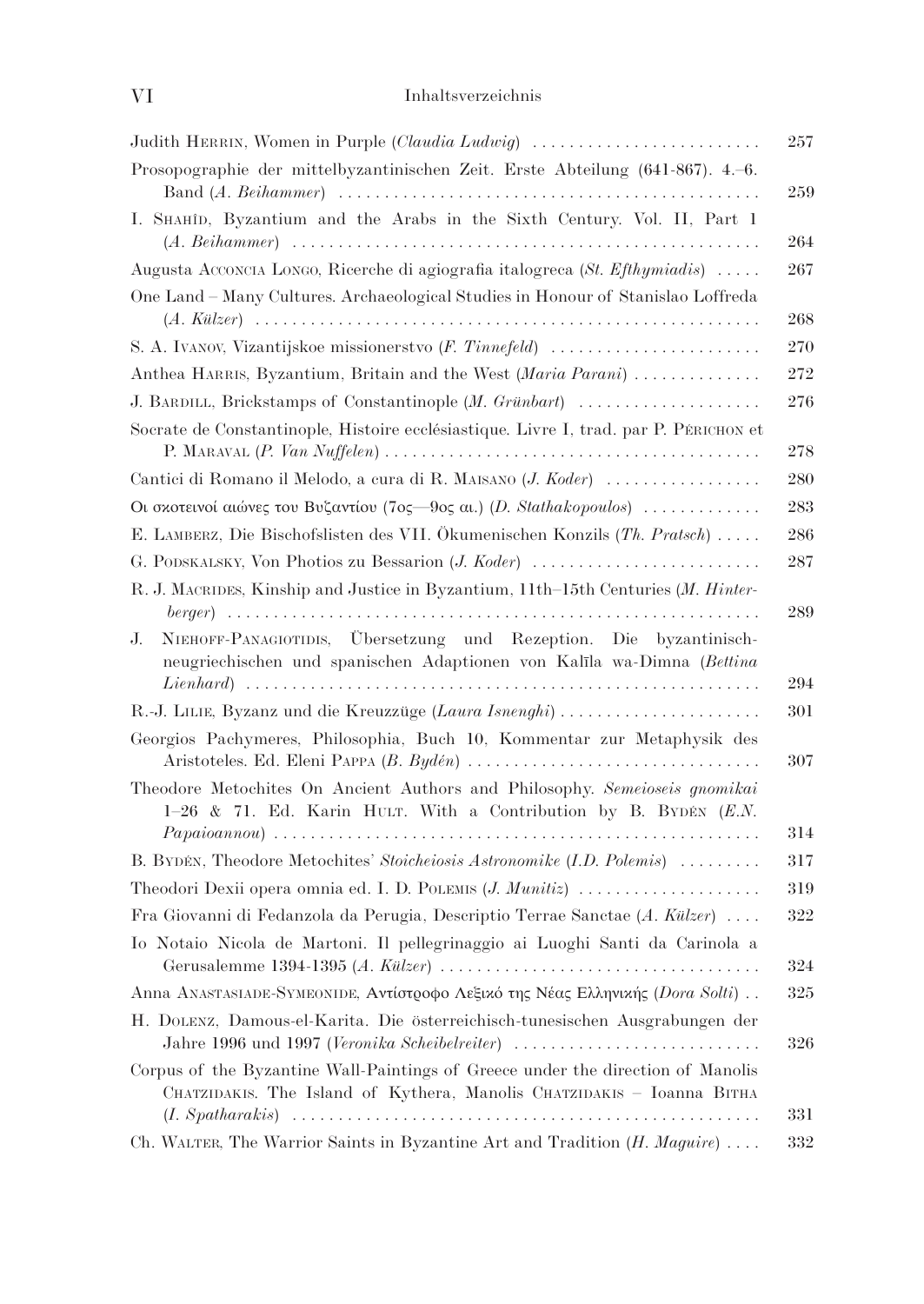| | |
|---|---|
| Judith Herrin, Women in Purple (*Claudia Ludwig*) | 257 |
| Prosopographie der mittelbyzantinischen Zeit. Erste Abteilung (641-867). 4.–6. Band (*A. Beihammer*) | 259 |
| I. Shahîd, Byzantium and the Arabs in the Sixth Century. Vol. II, Part 1 (*A. Beihammer*) | 264 |
| Augusta Acconcia Longo, Ricerche di agiografia italogreca (*St. Efthymiadis*) | 267 |
| One Land – Many Cultures. Archaeological Studies in Honour of Stanislao Loffreda (*A. Külzer*) | 268 |
| S. A. Ivanov, Vizantijskoe missionerstvo (*F. Tinnefeld*) | 270 |
| Anthea Harris, Byzantium, Britain and the West (*Maria Parani*) | 272 |
| J. Bardill, Brickstamps of Constantinople (*M. Grünbart*) | 276 |
| Socrate de Constantinople, Histoire ecclésiastique. Livre I, trad. par P. Périchon et P. Maraval (*P. Van Nuffelen*) | 278 |
| Cantici di Romano il Melodo, a cura di R. Maisano (*J. Koder*) | 280 |
| Οι σκοτεινοί αιώνες του Βυζαντίου (7ος—9ος αι.) (*D. Stathakopoulos*) | 283 |
| E. Lamberz, Die Bischofslisten des VII. Ökumenischen Konzils (*Th. Pratsch*) | 286 |
| G. Podskalsky, Von Photios zu Bessarion (*J. Koder*) | 287 |
| R. J. Macrides, Kinship and Justice in Byzantium, 11th–15th Centuries (*M. Hinterberger*) | 289 |
| J. Niehoff-Panagiotidis, Übersetzung und Rezeption. Die byzantinisch-neugriechischen und spanischen Adaptionen von Kalīla wa-Dimna (*Bettina Lienhard*) | 294 |
| R.-J. Lilie, Byzanz und die Kreuzzüge (*Laura Isnenghi*) | 301 |
| Georgios Pachymeres, Philosophia, Buch 10, Kommentar zur Metaphysik des Aristoteles. Ed. Eleni Pappa (*B. Bydén*) | 307 |
| Theodore Metochites On Ancient Authors and Philosophy. *Semeioseis gnomikai* 1–26 & 71. Ed. Karin Hult. With a Contribution by B. Bydén (*E.N. Papaioannou*) | 314 |
| B. Bydén, Theodore Metochites' *Stoicheiosis Astronomike* (*I.D. Polemis*) | 317 |
| Theodori Dexii opera omnia ed. I. D. Polemis (*J. Munitiz*) | 319 |
| Fra Giovanni di Fedanzola da Perugia, Descriptio Terrae Sanctae (*A. Külzer*) | 322 |
| Io Notaio Nicola de Martoni. Il pellegrinaggio ai Luoghi Santi da Carinola a Gerusalemme 1394-1395 (*A. Külzer*) | 324 |
| Anna Anastasiade-Symeonide, Αντίστροφο Λεξικό της Νέας Ελληνικής (*Dora Solti*) | 325 |
| H. Dolenz, Damous-el-Karita. Die österreichisch-tunesischen Ausgrabungen der Jahre 1996 und 1997 (*Veronika Scheibelreiter*) | 326 |
| Corpus of the Byzantine Wall-Paintings of Greece under the direction of Manolis Chatzidakis. The Island of Kythera, Manolis Chatzidakis – Ioanna Bitha (*I. Spatharakis*) | 331 |
| Ch. Walter, The Warrior Saints in Byzantine Art and Tradition (*H. Maguire*) | 332 |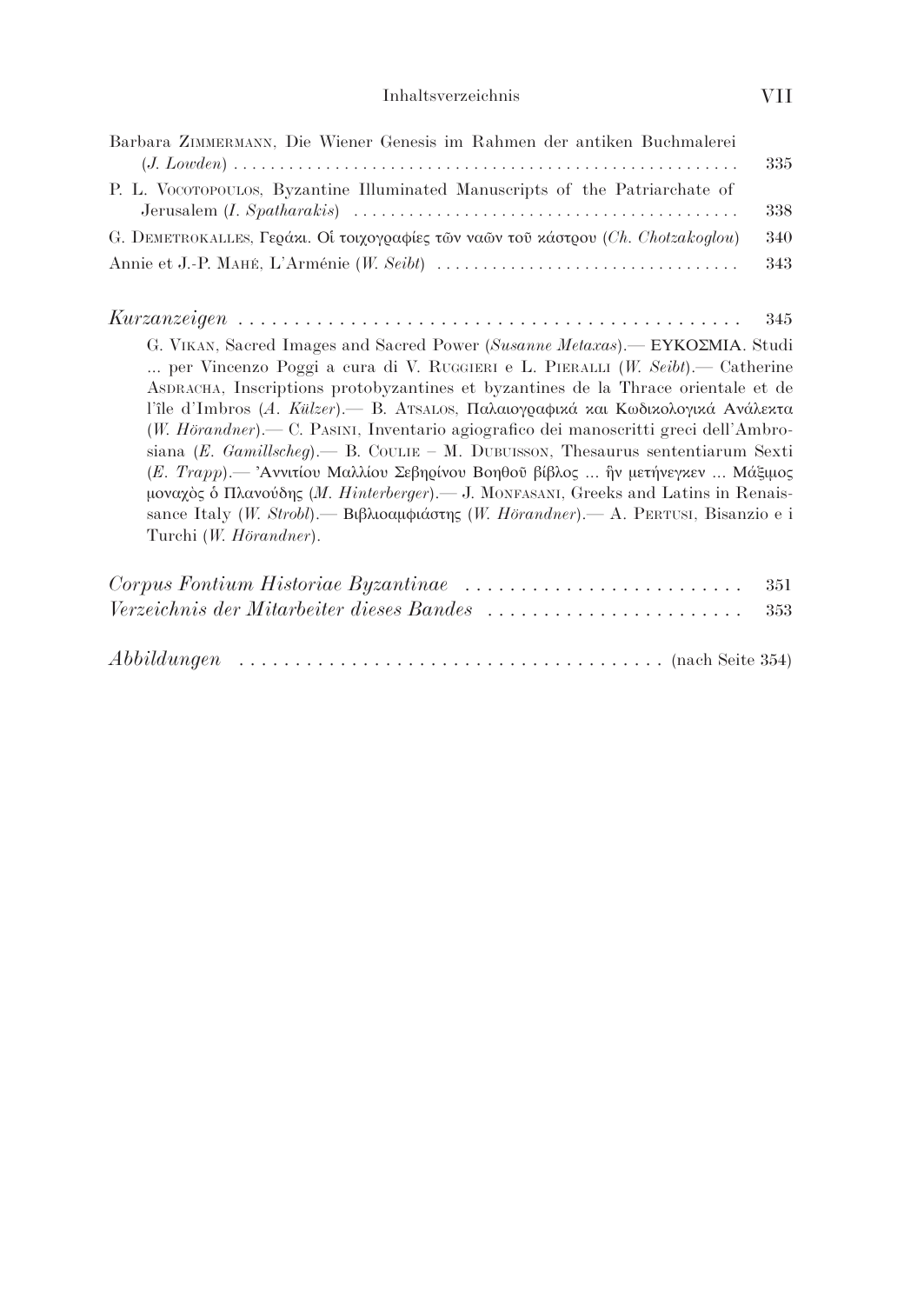Barbara ZIMMERMANN, Die Wiener Genesis im Rahmen der antiken Buchmalerei (*J. Lowden*) . . . . . . . . . . 335

P. L. VOCOTOPOULOS, Byzantine Illuminated Manuscripts of the Patriarchate of Jerusalem (*I. Spatharakis*) . . . . . . . . . . 338

G. DEMETROKALLES, Γεράκι. Οἱ τοιχογραφίες τῶν ναῶν τοῦ κάστρου (*Ch. Chotzakoglou*) 340

Annie et J.-P. MAHÉ, L'Arménie (*W. Seibt*) . . . . . . . . . . 343

*Kurzanzeigen* . . . . . . . . . . 345

G. VIKAN, Sacred Images and Sacred Power (*Susanne Metaxas*).— ΕΥΚΟΣΜΙΑ. Studi ... per Vincenzo Poggi a cura di V. RUGGIERI e L. PIERALLI (*W. Seibt*).— Catherine ASDRACHA, Inscriptions protobyzantines et byzantines de la Thrace orientale et de l'île d'Imbros (*A. Külzer*).— B. ATSALOS, Παλαιογραφικά και Κωδικολογικά Ανάλεκτα (*W. Hörandner*).— C. PASINI, Inventario agiografico dei manoscritti greci dell'Ambrosiana (*E. Gamillscheg*).— B. COULIE – M. DUBUISSON, Thesaurus sententiarum Sexti (*E. Trapp*).— Ἀννιτίου Μαλλίου Σεβηρίνου Βοηθοῦ βίβλος ... ἣν μετήνεγκεν ... Μάξιμος μοναχὸς ὁ Πλανούδης (*M. Hinterberger*).— J. MONFASANI, Greeks and Latins in Renaissance Italy (*W. Strobl*).— Βιβλιοαμφιάστης (*W. Hörandner*).— A. PERTUSI, Bisanzio e i Turchi (*W. Hörandner*).

*Corpus Fontium Historiae Byzantinae* . . . . . . . . . . 351

*Verzeichnis der Mitarbeiter dieses Bandes* . . . . . . . . . . 353

*Abbildungen* . . . . . . . . . . (nach Seite 354)